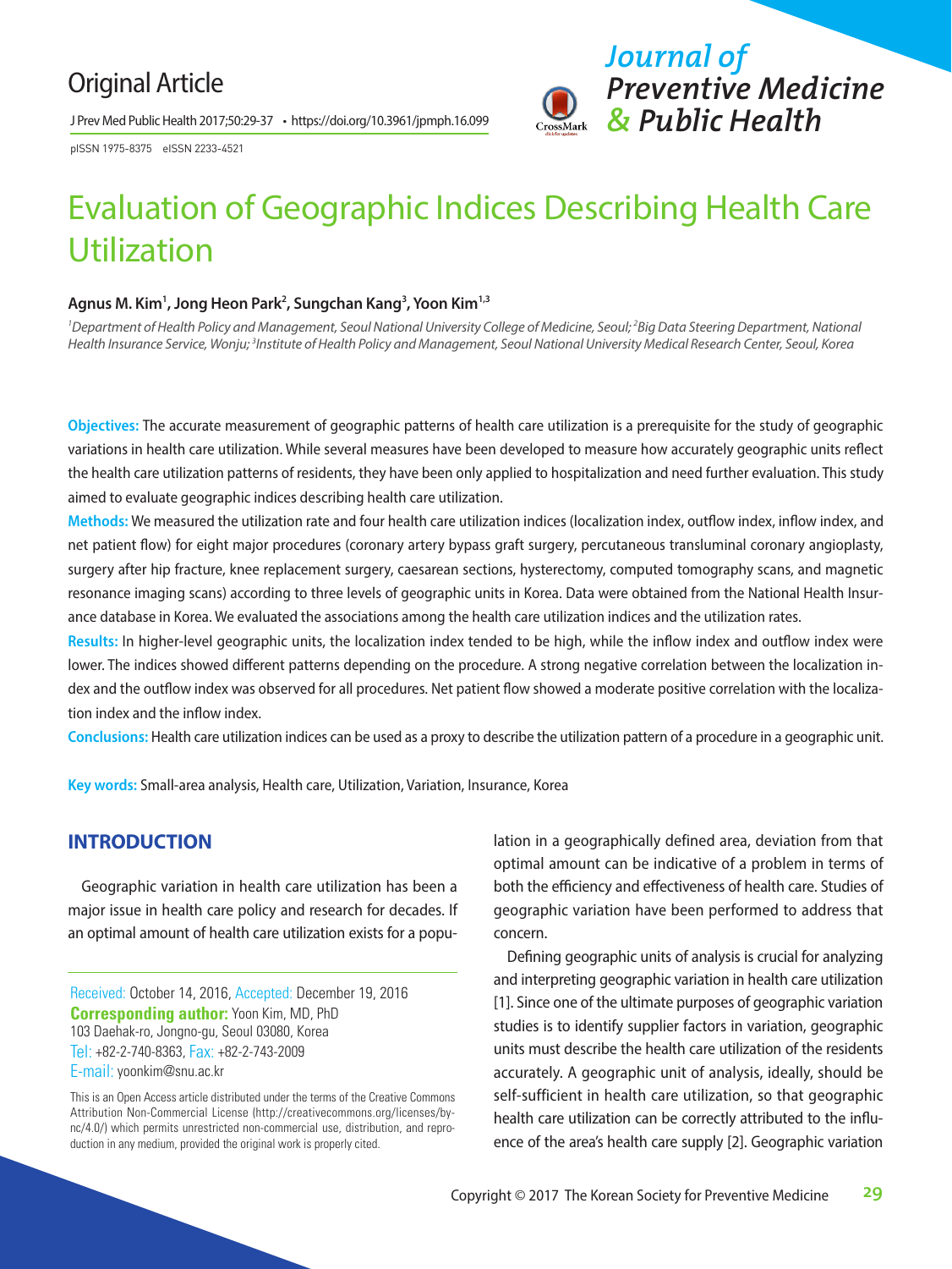Original Article

pISSN 1975-8375 eISSN 2233-4521

# Evaluation of Geographic Indices Describing Health Care Utilization

**Agnus M. Kim[1], Jong Heon Park[2], Sungchan Kang[3], Yoon Kim[1,3]**

*[1]Department of Health Policy and Management, Seoul National University College of Medicine, Seoul; [2]Big Data Steering Department, National Health Insurance Service, Wonju; [3]Institute of Health Policy and Management, Seoul National University Medical Research Center, Seoul, Korea*

**Objectives:** The accurate measurement of geographic patterns of health care utilization is a prerequisite for the study of geographic variations in health care utilization. While several measures have been developed to measure how accurately geographic units reflect the health care utilization patterns of residents, they have been only applied to hospitalization and need further evaluation. This study aimed to evaluate geographic indices describing health care utilization.

**Methods:** We measured the utilization rate and four health care utilization indices (localization index, outflow index, inflow index, and net patient flow) for eight major procedures (coronary artery bypass graft surgery, percutaneous transluminal coronary angioplasty, surgery after hip fracture, knee replacement surgery, caesarean sections, hysterectomy, computed tomography scans, and magnetic resonance imaging scans) according to three levels of geographic units in Korea. Data were obtained from the National Health Insurance database in Korea. We evaluated the associations among the health care utilization indices and the utilization rates.

**Results:** In higher-level geographic units, the localization index tended to be high, while the inflow index and outflow index were lower. The indices showed different patterns depending on the procedure. A strong negative correlation between the localization index and the outflow index was observed for all procedures. Net patient flow showed a moderate positive correlation with the localization index and the inflow index.

**Conclusions:** Health care utilization indices can be used as a proxy to describe the utilization pattern of a procedure in a geographic unit.

**Key words:** Small-area analysis, Health care, Utilization, Variation, Insurance, Korea

## INTRODUCTION

Geographic variation in health care utilization has been a major issue in health care policy and research for decades. If an optimal amount of health care utilization exists for a population in a geographically defined area, deviation from that optimal amount can be indicative of a problem in terms of both the efficiency and effectiveness of health care. Studies of geographic variation have been performed to address that concern.

Defining geographic units of analysis is crucial for analyzing and interpreting geographic variation in health care utilization [1]. Since one of the ultimate purposes of geographic variation studies is to identify supplier factors in variation, geographic units must describe the health care utilization of the residents accurately. A geographic unit of analysis, ideally, should be self-sufficient in health care utilization, so that geographic health care utilization can be correctly attributed to the influence of the area's health care supply [2]. Geographic variation

Received: October 14, 2016, Accepted: December 19, 2016
**Corresponding author:** Yoon Kim, MD, PhD
103 Daehak-ro, Jongno-gu, Seoul 03080, Korea
Tel: +82-2-740-8363, Fax: +82-2-743-2009
E-mail: yoonkim@snu.ac.kr

This is an Open Access article distributed under the terms of the Creative Commons Attribution Non-Commercial License (http://creativecommons.org/licenses/by-nc/4.0/) which permits unrestricted non-commercial use, distribution, and reproduction in any medium, provided the original work is properly cited.

Copyright © 2017 The Korean Society for Preventive Medicine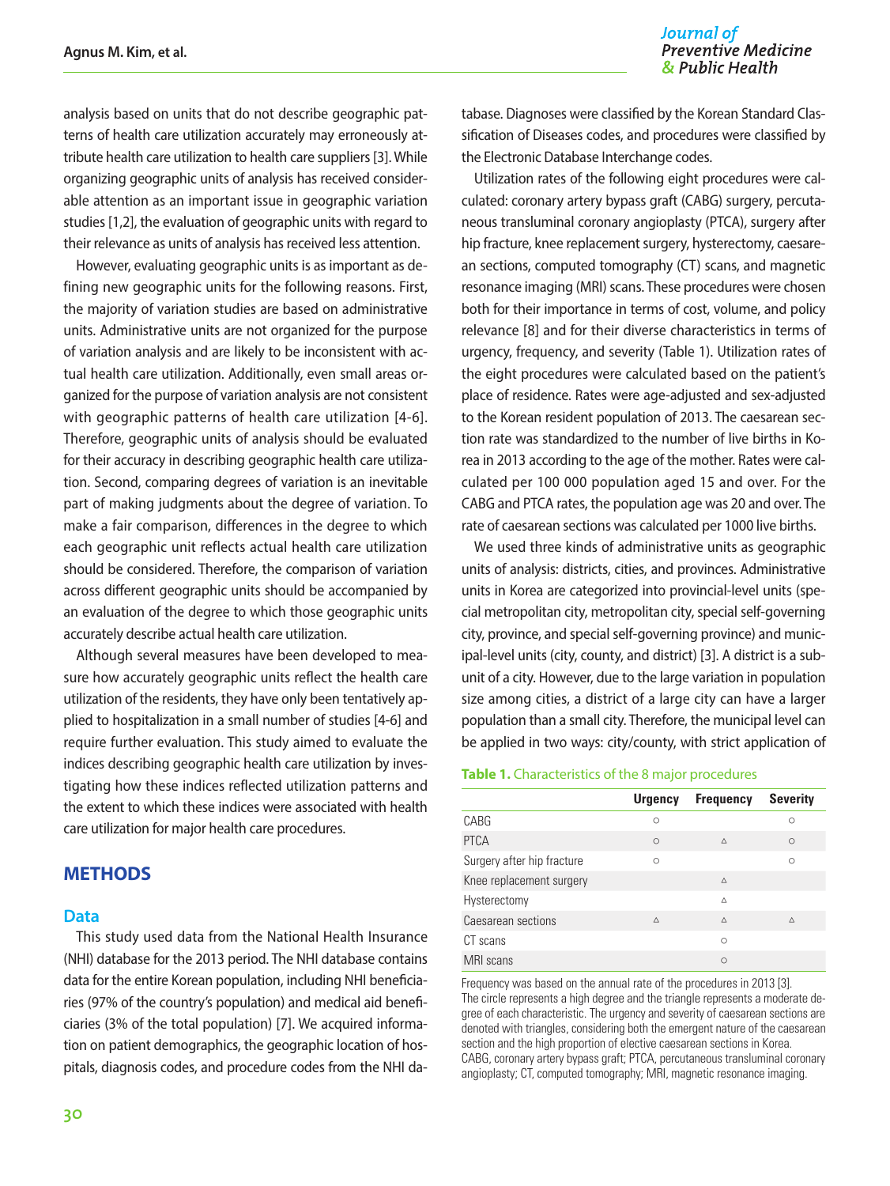analysis based on units that do not describe geographic patterns of health care utilization accurately may erroneously attribute health care utilization to health care suppliers [3]. While organizing geographic units of analysis has received considerable attention as an important issue in geographic variation studies [1,2], the evaluation of geographic units with regard to their relevance as units of analysis has received less attention.

However, evaluating geographic units is as important as defining new geographic units for the following reasons. First, the majority of variation studies are based on administrative units. Administrative units are not organized for the purpose of variation analysis and are likely to be inconsistent with actual health care utilization. Additionally, even small areas organized for the purpose of variation analysis are not consistent with geographic patterns of health care utilization [4-6]. Therefore, geographic units of analysis should be evaluated for their accuracy in describing geographic health care utilization. Second, comparing degrees of variation is an inevitable part of making judgments about the degree of variation. To make a fair comparison, differences in the degree to which each geographic unit reflects actual health care utilization should be considered. Therefore, the comparison of variation across different geographic units should be accompanied by an evaluation of the degree to which those geographic units accurately describe actual health care utilization.

Although several measures have been developed to measure how accurately geographic units reflect the health care utilization of the residents, they have only been tentatively applied to hospitalization in a small number of studies [4-6] and require further evaluation. This study aimed to evaluate the indices describing geographic health care utilization by investigating how these indices reflected utilization patterns and the extent to which these indices were associated with health care utilization for major health care procedures.

## METHODS

### Data

This study used data from the National Health Insurance (NHI) database for the 2013 period. The NHI database contains data for the entire Korean population, including NHI beneficiaries (97% of the country's population) and medical aid beneficiaries (3% of the total population) [7]. We acquired information on patient demographics, the geographic location of hospitals, diagnosis codes, and procedure codes from the NHI database. Diagnoses were classified by the Korean Standard Classification of Diseases codes, and procedures were classified by the Electronic Database Interchange codes.

Utilization rates of the following eight procedures were calculated: coronary artery bypass graft (CABG) surgery, percutaneous transluminal coronary angioplasty (PTCA), surgery after hip fracture, knee replacement surgery, hysterectomy, caesarean sections, computed tomography (CT) scans, and magnetic resonance imaging (MRI) scans. These procedures were chosen both for their importance in terms of cost, volume, and policy relevance [8] and for their diverse characteristics in terms of urgency, frequency, and severity (Table 1). Utilization rates of the eight procedures were calculated based on the patient's place of residence. Rates were age-adjusted and sex-adjusted to the Korean resident population of 2013. The caesarean section rate was standardized to the number of live births in Korea in 2013 according to the age of the mother. Rates were calculated per 100 000 population aged 15 and over. For the CABG and PTCA rates, the population age was 20 and over. The rate of caesarean sections was calculated per 1000 live births.

We used three kinds of administrative units as geographic units of analysis: districts, cities, and provinces. Administrative units in Korea are categorized into provincial-level units (special metropolitan city, metropolitan city, special self-governing city, province, and special self-governing province) and municipal-level units (city, county, and district) [3]. A district is a subunit of a city. However, due to the large variation in population size among cities, a district of a large city can have a larger population than a small city. Therefore, the municipal level can be applied in two ways: city/county, with strict application of

**Table 1.** Characteristics of the 8 major procedures

| | Urgency | Frequency | Severity |
|---|---|---|---|
| CABG | ○ | | ○ |
| PTCA | ○ | △ | ○ |
| Surgery after hip fracture | ○ | | ○ |
| Knee replacement surgery | | △ | |
| Hysterectomy | | △ | |
| Caesarean sections | △ | △ | △ |
| CT scans | | ○ | |
| MRI scans | | ○ | |

Frequency was based on the annual rate of the procedures in 2013 [3].
The circle represents a high degree and the triangle represents a moderate degree of each characteristic. The urgency and severity of caesarean sections are denoted with triangles, considering both the emergent nature of the caesarean section and the high proportion of elective caesarean sections in Korea.
CABG, coronary artery bypass graft; PTCA, percutaneous transluminal coronary angioplasty; CT, computed tomography; MRI, magnetic resonance imaging.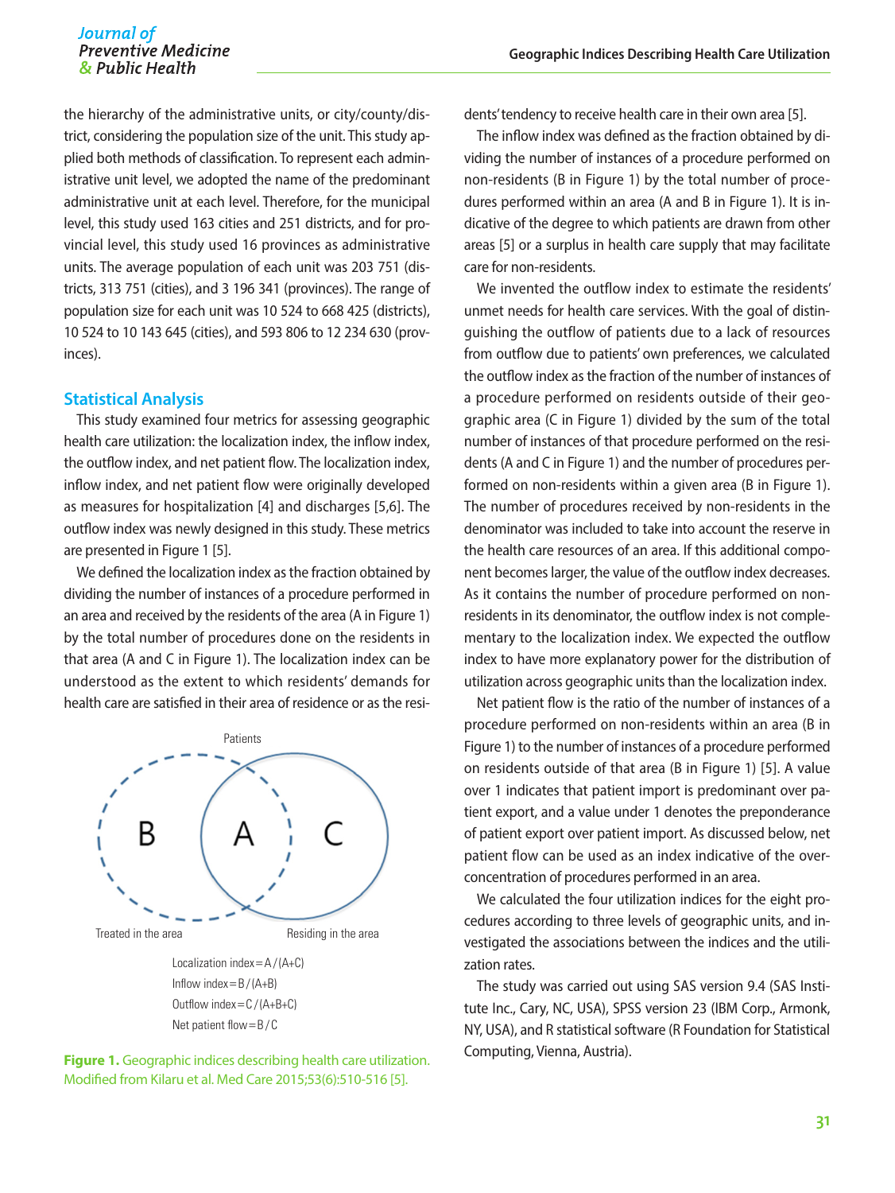the hierarchy of the administrative units, or city/county/district, considering the population size of the unit. This study applied both methods of classification. To represent each administrative unit level, we adopted the name of the predominant administrative unit at each level. Therefore, for the municipal level, this study used 163 cities and 251 districts, and for provincial level, this study used 16 provinces as administrative units. The average population of each unit was 203 751 (districts, 313 751 (cities), and 3 196 341 (provinces). The range of population size for each unit was 10 524 to 668 425 (districts), 10 524 to 10 143 645 (cities), and 593 806 to 12 234 630 (provinces).

## Statistical Analysis

This study examined four metrics for assessing geographic health care utilization: the localization index, the inflow index, the outflow index, and net patient flow. The localization index, inflow index, and net patient flow were originally developed as measures for hospitalization [4] and discharges [5,6]. The outflow index was newly designed in this study. These metrics are presented in Figure 1 [5].

We defined the localization index as the fraction obtained by dividing the number of instances of a procedure performed in an area and received by the residents of the area (A in Figure 1) by the total number of procedures done on the residents in that area (A and C in Figure 1). The localization index can be understood as the extent to which residents' demands for health care are satisfied in their area of residence or as the residents' tendency to receive health care in their own area [5].

Patients

B A C

Treated in the area

Residing in the area

Localization index = A / (A+C)

Inflow index = B / (A+B)

Outflow index = C / (A+B+C)

Net patient flow = B / C

**Figure 1.** Geographic indices describing health care utilization. Modified from Kilaru et al. Med Care 2015;53(6):510-516 [5].

The inflow index was defined as the fraction obtained by dividing the number of instances of a procedure performed on non-residents (B in Figure 1) by the total number of procedures performed within an area (A and B in Figure 1). It is indicative of the degree to which patients are drawn from other areas [5] or a surplus in health care supply that may facilitate care for non-residents.

We invented the outflow index to estimate the residents' unmet needs for health care services. With the goal of distinguishing the outflow of patients due to a lack of resources from outflow due to patients' own preferences, we calculated the outflow index as the fraction of the number of instances of a procedure performed on residents outside of their geographic area (C in Figure 1) divided by the sum of the total number of instances of that procedure performed on the residents (A and C in Figure 1) and the number of procedures performed on non-residents within a given area (B in Figure 1). The number of procedures received by non-residents in the denominator was included to take into account the reserve in the health care resources of an area. If this additional component becomes larger, the value of the outflow index decreases. As it contains the number of procedure performed on non-residents in its denominator, the outflow index is not complementary to the localization index. We expected the outflow index to have more explanatory power for the distribution of utilization across geographic units than the localization index.

Net patient flow is the ratio of the number of instances of a procedure performed on non-residents within an area (B in Figure 1) to the number of instances of a procedure performed on residents outside of that area (B in Figure 1) [5]. A value over 1 indicates that patient import is predominant over patient export, and a value under 1 denotes the preponderance of patient export over patient import. As discussed below, net patient flow can be used as an index indicative of the over-concentration of procedures performed in an area.

We calculated the four utilization indices for the eight procedures according to three levels of geographic units, and investigated the associations between the indices and the utilization rates.

The study was carried out using SAS version 9.4 (SAS Institute Inc., Cary, NC, USA), SPSS version 23 (IBM Corp., Armonk, NY, USA), and R statistical software (R Foundation for Statistical Computing, Vienna, Austria).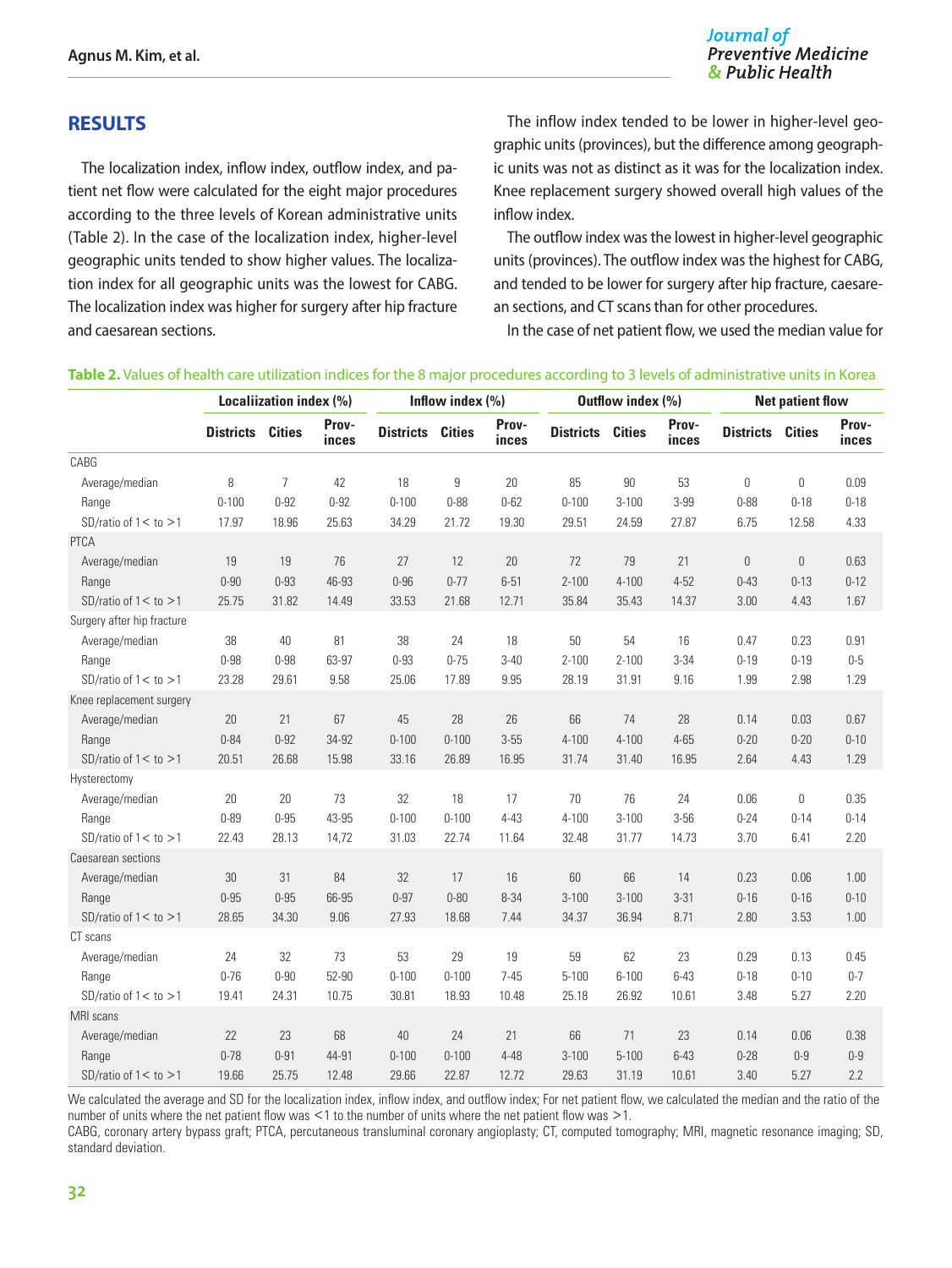## RESULTS

The localization index, inflow index, outflow index, and patient net flow were calculated for the eight major procedures according to the three levels of Korean administrative units (Table 2). In the case of the localization index, higher-level geographic units tended to show higher values. The localization index for all geographic units was the lowest for CABG. The localization index was higher for surgery after hip fracture and caesarean sections.

The inflow index tended to be lower in higher-level geographic units (provinces), but the difference among geographic units was not as distinct as it was for the localization index. Knee replacement surgery showed overall high values of the inflow index.

The outflow index was the lowest in higher-level geographic units (provinces). The outflow index was the highest for CABG, and tended to be lower for surgery after hip fracture, caesarean sections, and CT scans than for other procedures.

In the case of net patient flow, we used the median value for

**Table 2.** Values of health care utilization indices for the 8 major procedures according to 3 levels of administrative units in Korea

| | Localiization index (%) | | | Inflow index (%) | | | Outflow index (%) | | | Net patient flow | | |
|---|---|---|---|---|---|---|---|---|---|---|---|---|
| | Districts | Cities | Provinces | Districts | Cities | Provinces | Districts | Cities | Provinces | Districts | Cities | Provinces |
| CABG | | | | | | | | | | | | |
| Average/median | 8 | 7 | 42 | 18 | 9 | 20 | 85 | 90 | 53 | 0 | 0 | 0.09 |
| Range | 0-100 | 0-92 | 0-92 | 0-100 | 0-88 | 0-62 | 0-100 | 3-100 | 3-99 | 0-88 | 0-18 | 0-18 |
| SD/ratio of 1< to >1 | 17.97 | 18.96 | 25.63 | 34.29 | 21.72 | 19.30 | 29.51 | 24.59 | 27.87 | 6.75 | 12.58 | 4.33 |
| PTCA | | | | | | | | | | | | |
| Average/median | 19 | 19 | 76 | 27 | 12 | 20 | 72 | 79 | 21 | 0 | 0 | 0.63 |
| Range | 0-90 | 0-93 | 46-93 | 0-96 | 0-77 | 6-51 | 2-100 | 4-100 | 4-52 | 0-43 | 0-13 | 0-12 |
| SD/ratio of 1< to >1 | 25.75 | 31.82 | 14.49 | 33.53 | 21.68 | 12.71 | 35.84 | 35.43 | 14.37 | 3.00 | 4.43 | 1.67 |
| Surgery after hip fracture | | | | | | | | | | | | |
| Average/median | 38 | 40 | 81 | 38 | 24 | 18 | 50 | 54 | 16 | 0.47 | 0.23 | 0.91 |
| Range | 0-98 | 0-98 | 63-97 | 0-93 | 0-75 | 3-40 | 2-100 | 2-100 | 3-34 | 0-19 | 0-19 | 0-5 |
| SD/ratio of 1< to >1 | 23.28 | 29.61 | 9.58 | 25.06 | 17.89 | 9.95 | 28.19 | 31.91 | 9.16 | 1.99 | 2.98 | 1.29 |
| Knee replacement surgery | | | | | | | | | | | | |
| Average/median | 20 | 21 | 67 | 45 | 28 | 26 | 66 | 74 | 28 | 0.14 | 0.03 | 0.67 |
| Range | 0-84 | 0-92 | 34-92 | 0-100 | 0-100 | 3-55 | 4-100 | 4-100 | 4-65 | 0-20 | 0-20 | 0-10 |
| SD/ratio of 1< to >1 | 20.51 | 26.68 | 15.98 | 33.16 | 26.89 | 16.95 | 31.74 | 31.40 | 16.95 | 2.64 | 4.43 | 1.29 |
| Hysterectomy | | | | | | | | | | | | |
| Average/median | 20 | 20 | 73 | 32 | 18 | 17 | 70 | 76 | 24 | 0.06 | 0 | 0.35 |
| Range | 0-89 | 0-95 | 43-95 | 0-100 | 0-100 | 4-43 | 4-100 | 3-100 | 3-56 | 0-24 | 0-14 | 0-14 |
| SD/ratio of 1< to >1 | 22.43 | 28.13 | 14,72 | 31.03 | 22.74 | 11.64 | 32.48 | 31.77 | 14.73 | 3.70 | 6.41 | 2.20 |
| Caesarean sections | | | | | | | | | | | | |
| Average/median | 30 | 31 | 84 | 32 | 17 | 16 | 60 | 66 | 14 | 0.23 | 0.06 | 1.00 |
| Range | 0-95 | 0-95 | 66-95 | 0-97 | 0-80 | 8-34 | 3-100 | 3-100 | 3-31 | 0-16 | 0-16 | 0-10 |
| SD/ratio of 1< to >1 | 28.65 | 34.30 | 9.06 | 27.93 | 18.68 | 7.44 | 34.37 | 36.94 | 8.71 | 2.80 | 3.53 | 1.00 |
| CT scans | | | | | | | | | | | | |
| Average/median | 24 | 32 | 73 | 53 | 29 | 19 | 59 | 62 | 23 | 0.29 | 0.13 | 0.45 |
| Range | 0-76 | 0-90 | 52-90 | 0-100 | 0-100 | 7-45 | 5-100 | 6-100 | 6-43 | 0-18 | 0-10 | 0-7 |
| SD/ratio of 1< to >1 | 19.41 | 24.31 | 10.75 | 30.81 | 18.93 | 10.48 | 25.18 | 26.92 | 10.61 | 3.48 | 5.27 | 2.20 |
| MRI scans | | | | | | | | | | | | |
| Average/median | 22 | 23 | 68 | 40 | 24 | 21 | 66 | 71 | 23 | 0.14 | 0.06 | 0.38 |
| Range | 0-78 | 0-91 | 44-91 | 0-100 | 0-100 | 4-48 | 3-100 | 5-100 | 6-43 | 0-28 | 0-9 | 0-9 |
| SD/ratio of 1< to >1 | 19.66 | 25.75 | 12.48 | 29.66 | 22.87 | 12.72 | 29.63 | 31.19 | 10.61 | 3.40 | 5.27 | 2.2 |

We calculated the average and SD for the localization index, inflow index, and outflow index; For net patient flow, we calculated the median and the ratio of the number of units where the net patient flow was <1 to the number of units where the net patient flow was >1.

CABG, coronary artery bypass graft; PTCA, percutaneous transluminal coronary angioplasty; CT, computed tomography; MRI, magnetic resonance imaging; SD, standard deviation.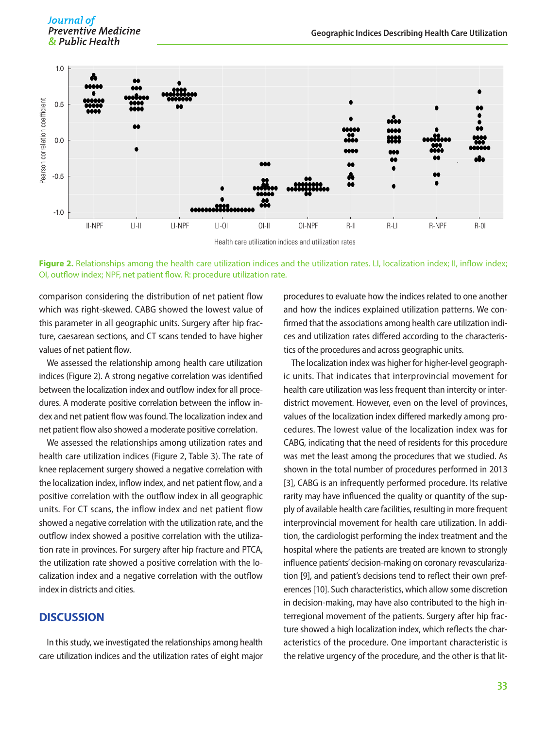Figure 2. Relationships among the health care utilization indices and the utilization rates. LI, localization index; II, inflow index; OI, outflow index; NPF, net patient flow. R: procedure utilization rate.

comparison considering the distribution of net patient flow which was right-skewed. CABG showed the lowest value of this parameter in all geographic units. Surgery after hip fracture, caesarean sections, and CT scans tended to have higher values of net patient flow.

We assessed the relationship among health care utilization indices (Figure 2). A strong negative correlation was identified between the localization index and outflow index for all procedures. A moderate positive correlation between the inflow index and net patient flow was found. The localization index and net patient flow also showed a moderate positive correlation.

We assessed the relationships among utilization rates and health care utilization indices (Figure 2, Table 3). The rate of knee replacement surgery showed a negative correlation with the localization index, inflow index, and net patient flow, and a positive correlation with the outflow index in all geographic units. For CT scans, the inflow index and net patient flow showed a negative correlation with the utilization rate, and the outflow index showed a positive correlation with the utilization rate in provinces. For surgery after hip fracture and PTCA, the utilization rate showed a positive correlation with the localization index and a negative correlation with the outflow index in districts and cities.

## DISCUSSION

In this study, we investigated the relationships among health care utilization indices and the utilization rates of eight major procedures to evaluate how the indices related to one another and how the indices explained utilization patterns. We confirmed that the associations among health care utilization indices and utilization rates differed according to the characteristics of the procedures and across geographic units.

The localization index was higher for higher-level geographic units. That indicates that interprovincial movement for health care utilization was less frequent than intercity or interdistrict movement. However, even on the level of provinces, values of the localization index differed markedly among procedures. The lowest value of the localization index was for CABG, indicating that the need of residents for this procedure was met the least among the procedures that we studied. As shown in the total number of procedures performed in 2013 [3], CABG is an infrequently performed procedure. Its relative rarity may have influenced the quality or quantity of the supply of available health care facilities, resulting in more frequent interprovincial movement for health care utilization. In addition, the cardiologist performing the index treatment and the hospital where the patients are treated are known to strongly influence patients' decision-making on coronary revascularization [9], and patient's decisions tend to reflect their own preferences [10]. Such characteristics, which allow some discretion in decision-making, may have also contributed to the high interregional movement of the patients. Surgery after hip fracture showed a high localization index, which reflects the characteristics of the procedure. One important characteristic is the relative urgency of the procedure, and the other is that lit-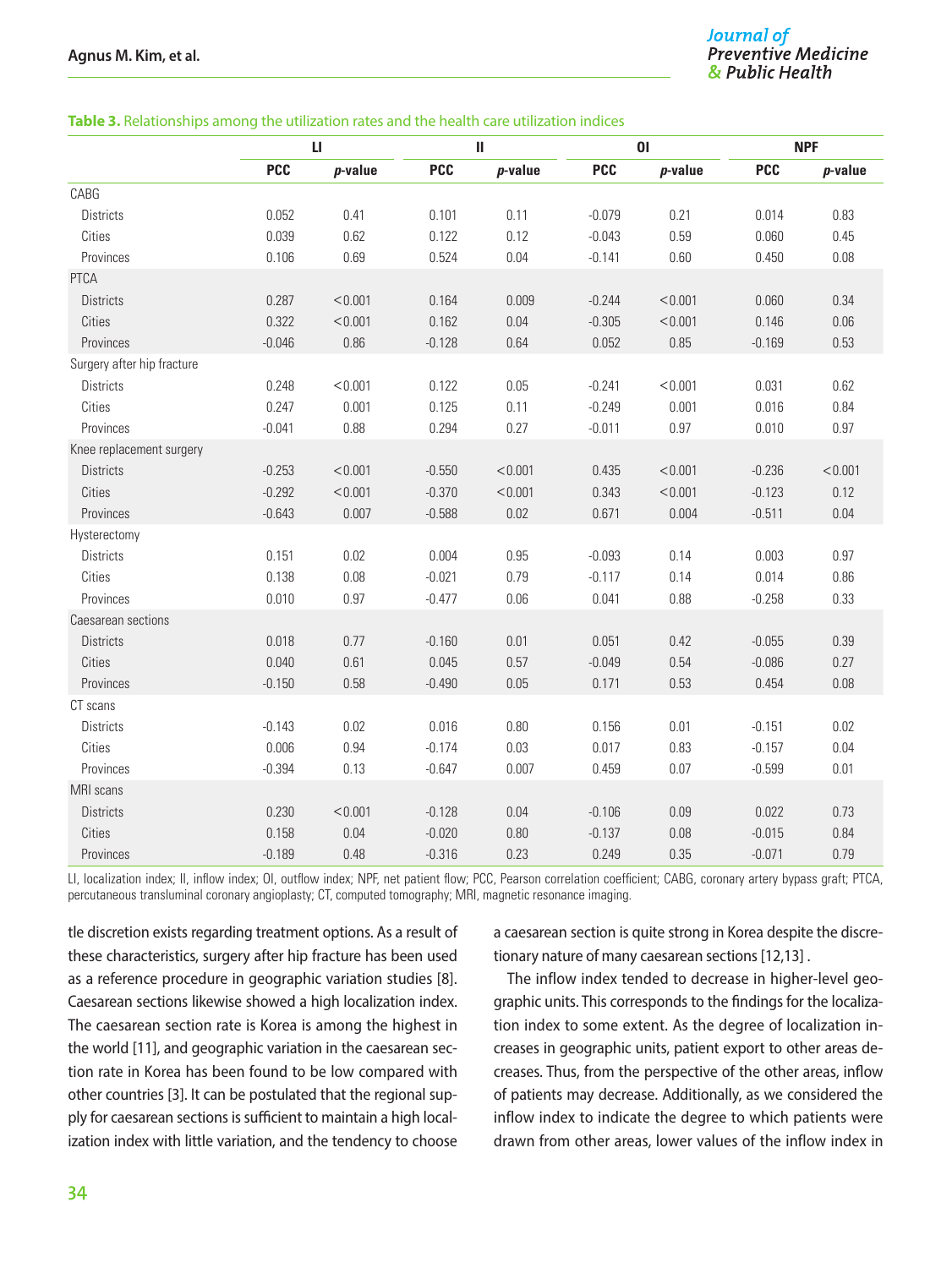**Table 3.** Relationships among the utilization rates and the health care utilization indices

| | LI | | II | | OI | | NPF | |
|---|---|---|---|---|---|---|---|---|
| | PCC | *p*-value | PCC | *p*-value | PCC | *p*-value | PCC | *p*-value |
| CABG | | | | | | | | |
| Districts | 0.052 | 0.41 | 0.101 | 0.11 | -0.079 | 0.21 | 0.014 | 0.83 |
| Cities | 0.039 | 0.62 | 0.122 | 0.12 | -0.043 | 0.59 | 0.060 | 0.45 |
| Provinces | 0.106 | 0.69 | 0.524 | 0.04 | -0.141 | 0.60 | 0.450 | 0.08 |
| PTCA | | | | | | | | |
| Districts | 0.287 | <0.001 | 0.164 | 0.009 | -0.244 | <0.001 | 0.060 | 0.34 |
| Cities | 0.322 | <0.001 | 0.162 | 0.04 | -0.305 | <0.001 | 0.146 | 0.06 |
| Provinces | -0.046 | 0.86 | -0.128 | 0.64 | 0.052 | 0.85 | -0.169 | 0.53 |
| Surgery after hip fracture | | | | | | | | |
| Districts | 0.248 | <0.001 | 0.122 | 0.05 | -0.241 | <0.001 | 0.031 | 0.62 |
| Cities | 0.247 | 0.001 | 0.125 | 0.11 | -0.249 | 0.001 | 0.016 | 0.84 |
| Provinces | -0.041 | 0.88 | 0.294 | 0.27 | -0.011 | 0.97 | 0.010 | 0.97 |
| Knee replacement surgery | | | | | | | | |
| Districts | -0.253 | <0.001 | -0.550 | <0.001 | 0.435 | <0.001 | -0.236 | <0.001 |
| Cities | -0.292 | <0.001 | -0.370 | <0.001 | 0.343 | <0.001 | -0.123 | 0.12 |
| Provinces | -0.643 | 0.007 | -0.588 | 0.02 | 0.671 | 0.004 | -0.511 | 0.04 |
| Hysterectomy | | | | | | | | |
| Districts | 0.151 | 0.02 | 0.004 | 0.95 | -0.093 | 0.14 | 0.003 | 0.97 |
| Cities | 0.138 | 0.08 | -0.021 | 0.79 | -0.117 | 0.14 | 0.014 | 0.86 |
| Provinces | 0.010 | 0.97 | -0.477 | 0.06 | 0.041 | 0.88 | -0.258 | 0.33 |
| Caesarean sections | | | | | | | | |
| Districts | 0.018 | 0.77 | -0.160 | 0.01 | 0.051 | 0.42 | -0.055 | 0.39 |
| Cities | 0.040 | 0.61 | 0.045 | 0.57 | -0.049 | 0.54 | -0.086 | 0.27 |
| Provinces | -0.150 | 0.58 | -0.490 | 0.05 | 0.171 | 0.53 | 0.454 | 0.08 |
| CT scans | | | | | | | | |
| Districts | -0.143 | 0.02 | 0.016 | 0.80 | 0.156 | 0.01 | -0.151 | 0.02 |
| Cities | 0.006 | 0.94 | -0.174 | 0.03 | 0.017 | 0.83 | -0.157 | 0.04 |
| Provinces | -0.394 | 0.13 | -0.647 | 0.007 | 0.459 | 0.07 | -0.599 | 0.01 |
| MRI scans | | | | | | | | |
| Districts | 0.230 | <0.001 | -0.128 | 0.04 | -0.106 | 0.09 | 0.022 | 0.73 |
| Cities | 0.158 | 0.04 | -0.020 | 0.80 | -0.137 | 0.08 | -0.015 | 0.84 |
| Provinces | -0.189 | 0.48 | -0.316 | 0.23 | 0.249 | 0.35 | -0.071 | 0.79 |

LI, localization index; II, inflow index; OI, outflow index; NPF, net patient flow; PCC, Pearson correlation coefficient; CABG, coronary artery bypass graft; PTCA, percutaneous transluminal coronary angioplasty; CT, computed tomography; MRI, magnetic resonance imaging.

tle discretion exists regarding treatment options. As a result of these characteristics, surgery after hip fracture has been used as a reference procedure in geographic variation studies [8]. Caesarean sections likewise showed a high localization index. The caesarean section rate is Korea is among the highest in the world [11], and geographic variation in the caesarean section rate in Korea has been found to be low compared with other countries [3]. It can be postulated that the regional supply for caesarean sections is sufficient to maintain a high localization index with little variation, and the tendency to choose a caesarean section is quite strong in Korea despite the discretionary nature of many caesarean sections [12,13] .

The inflow index tended to decrease in higher-level geographic units. This corresponds to the findings for the localization index to some extent. As the degree of localization increases in geographic units, patient export to other areas decreases. Thus, from the perspective of the other areas, inflow of patients may decrease. Additionally, as we considered the inflow index to indicate the degree to which patients were drawn from other areas, lower values of the inflow index in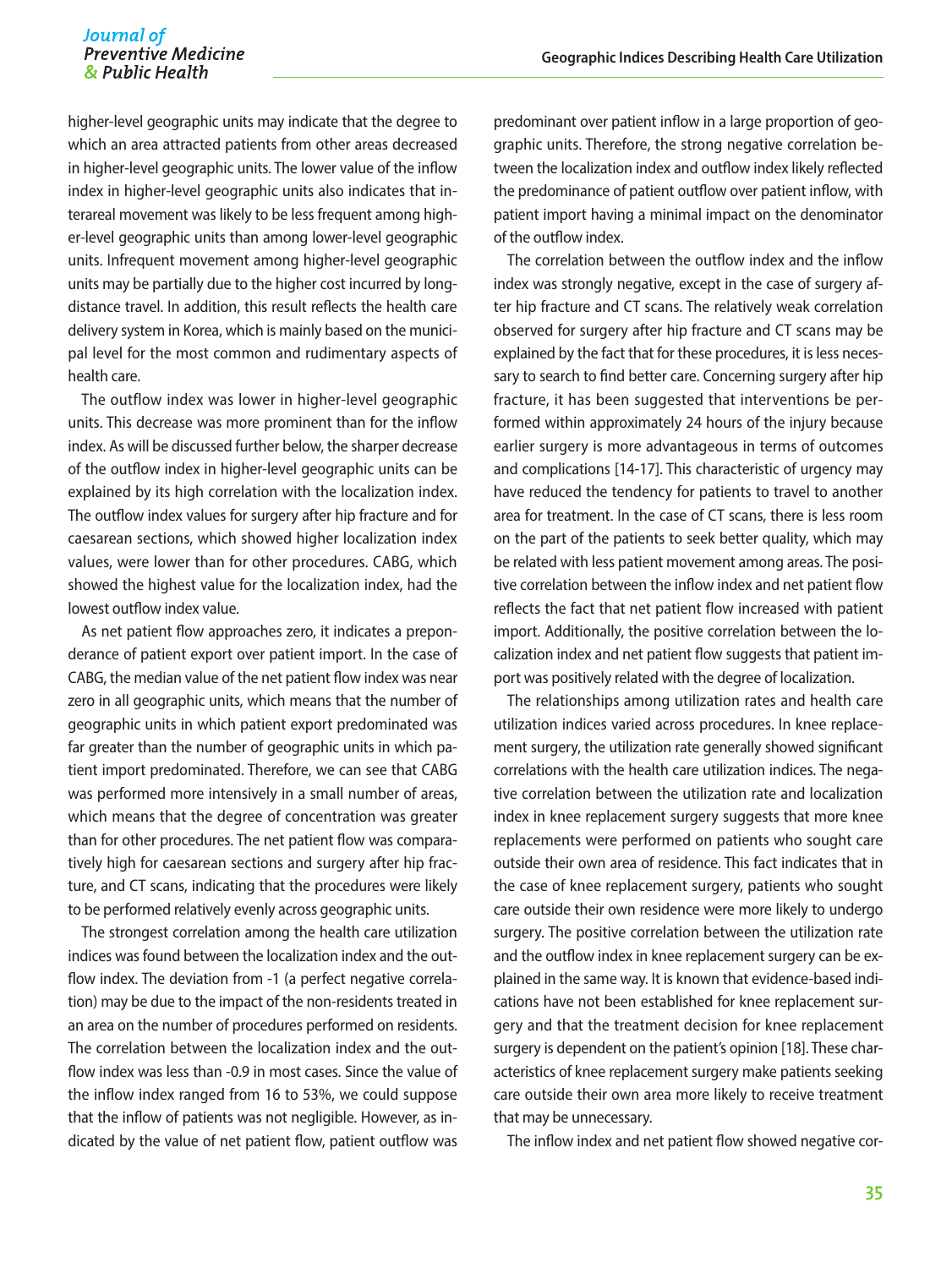higher-level geographic units may indicate that the degree to which an area attracted patients from other areas decreased in higher-level geographic units. The lower value of the inflow index in higher-level geographic units also indicates that interareal movement was likely to be less frequent among higher-level geographic units than among lower-level geographic units. Infrequent movement among higher-level geographic units may be partially due to the higher cost incurred by long-distance travel. In addition, this result reflects the health care delivery system in Korea, which is mainly based on the municipal level for the most common and rudimentary aspects of health care.

The outflow index was lower in higher-level geographic units. This decrease was more prominent than for the inflow index. As will be discussed further below, the sharper decrease of the outflow index in higher-level geographic units can be explained by its high correlation with the localization index. The outflow index values for surgery after hip fracture and for caesarean sections, which showed higher localization index values, were lower than for other procedures. CABG, which showed the highest value for the localization index, had the lowest outflow index value.

As net patient flow approaches zero, it indicates a preponderance of patient export over patient import. In the case of CABG, the median value of the net patient flow index was near zero in all geographic units, which means that the number of geographic units in which patient export predominated was far greater than the number of geographic units in which patient import predominated. Therefore, we can see that CABG was performed more intensively in a small number of areas, which means that the degree of concentration was greater than for other procedures. The net patient flow was comparatively high for caesarean sections and surgery after hip fracture, and CT scans, indicating that the procedures were likely to be performed relatively evenly across geographic units.

The strongest correlation among the health care utilization indices was found between the localization index and the outflow index. The deviation from -1 (a perfect negative correlation) may be due to the impact of the non-residents treated in an area on the number of procedures performed on residents. The correlation between the localization index and the outflow index was less than -0.9 in most cases. Since the value of the inflow index ranged from 16 to 53%, we could suppose that the inflow of patients was not negligible. However, as indicated by the value of net patient flow, patient outflow was predominant over patient inflow in a large proportion of geographic units. Therefore, the strong negative correlation between the localization index and outflow index likely reflected the predominance of patient outflow over patient inflow, with patient import having a minimal impact on the denominator of the outflow index.

The correlation between the outflow index and the inflow index was strongly negative, except in the case of surgery after hip fracture and CT scans. The relatively weak correlation observed for surgery after hip fracture and CT scans may be explained by the fact that for these procedures, it is less necessary to search to find better care. Concerning surgery after hip fracture, it has been suggested that interventions be performed within approximately 24 hours of the injury because earlier surgery is more advantageous in terms of outcomes and complications [14-17]. This characteristic of urgency may have reduced the tendency for patients to travel to another area for treatment. In the case of CT scans, there is less room on the part of the patients to seek better quality, which may be related with less patient movement among areas. The positive correlation between the inflow index and net patient flow reflects the fact that net patient flow increased with patient import. Additionally, the positive correlation between the localization index and net patient flow suggests that patient import was positively related with the degree of localization.

The relationships among utilization rates and health care utilization indices varied across procedures. In knee replacement surgery, the utilization rate generally showed significant correlations with the health care utilization indices. The negative correlation between the utilization rate and localization index in knee replacement surgery suggests that more knee replacements were performed on patients who sought care outside their own area of residence. This fact indicates that in the case of knee replacement surgery, patients who sought care outside their own residence were more likely to undergo surgery. The positive correlation between the utilization rate and the outflow index in knee replacement surgery can be explained in the same way. It is known that evidence-based indications have not been established for knee replacement surgery and that the treatment decision for knee replacement surgery is dependent on the patient's opinion [18]. These characteristics of knee replacement surgery make patients seeking care outside their own area more likely to receive treatment that may be unnecessary.

The inflow index and net patient flow showed negative cor-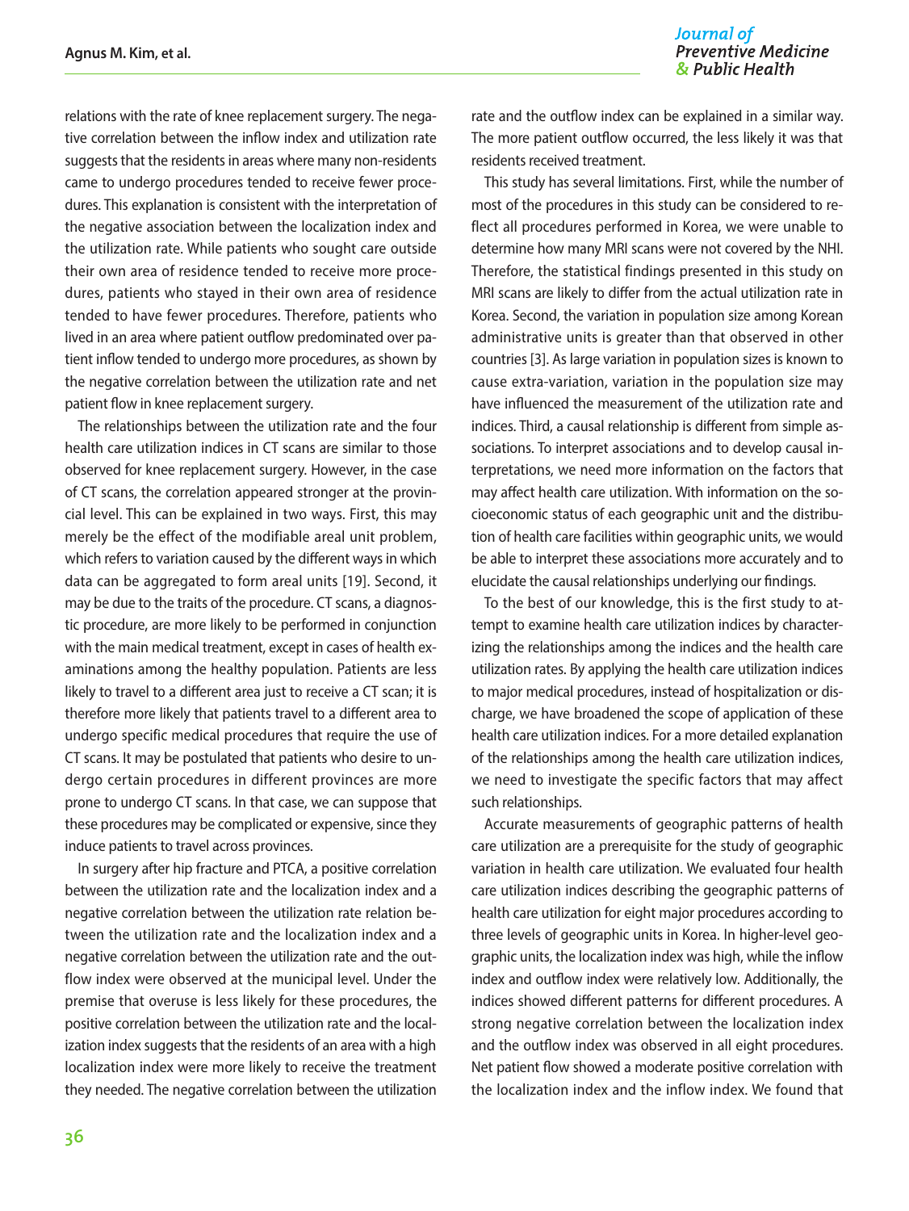relations with the rate of knee replacement surgery. The negative correlation between the inflow index and utilization rate suggests that the residents in areas where many non-residents came to undergo procedures tended to receive fewer procedures. This explanation is consistent with the interpretation of the negative association between the localization index and the utilization rate. While patients who sought care outside their own area of residence tended to receive more procedures, patients who stayed in their own area of residence tended to have fewer procedures. Therefore, patients who lived in an area where patient outflow predominated over patient inflow tended to undergo more procedures, as shown by the negative correlation between the utilization rate and net patient flow in knee replacement surgery.

The relationships between the utilization rate and the four health care utilization indices in CT scans are similar to those observed for knee replacement surgery. However, in the case of CT scans, the correlation appeared stronger at the provincial level. This can be explained in two ways. First, this may merely be the effect of the modifiable areal unit problem, which refers to variation caused by the different ways in which data can be aggregated to form areal units [19]. Second, it may be due to the traits of the procedure. CT scans, a diagnostic procedure, are more likely to be performed in conjunction with the main medical treatment, except in cases of health examinations among the healthy population. Patients are less likely to travel to a different area just to receive a CT scan; it is therefore more likely that patients travel to a different area to undergo specific medical procedures that require the use of CT scans. It may be postulated that patients who desire to undergo certain procedures in different provinces are more prone to undergo CT scans. In that case, we can suppose that these procedures may be complicated or expensive, since they induce patients to travel across provinces.

In surgery after hip fracture and PTCA, a positive correlation between the utilization rate and the localization index and a negative correlation between the utilization rate relation between the utilization rate and the localization index and a negative correlation between the utilization rate and the outflow index were observed at the municipal level. Under the premise that overuse is less likely for these procedures, the positive correlation between the utilization rate and the localization index suggests that the residents of an area with a high localization index were more likely to receive the treatment they needed. The negative correlation between the utilization rate and the outflow index can be explained in a similar way. The more patient outflow occurred, the less likely it was that residents received treatment.

This study has several limitations. First, while the number of most of the procedures in this study can be considered to reflect all procedures performed in Korea, we were unable to determine how many MRI scans were not covered by the NHI. Therefore, the statistical findings presented in this study on MRI scans are likely to differ from the actual utilization rate in Korea. Second, the variation in population size among Korean administrative units is greater than that observed in other countries [3]. As large variation in population sizes is known to cause extra-variation, variation in the population size may have influenced the measurement of the utilization rate and indices. Third, a causal relationship is different from simple associations. To interpret associations and to develop causal interpretations, we need more information on the factors that may affect health care utilization. With information on the socioeconomic status of each geographic unit and the distribution of health care facilities within geographic units, we would be able to interpret these associations more accurately and to elucidate the causal relationships underlying our findings.

To the best of our knowledge, this is the first study to attempt to examine health care utilization indices by characterizing the relationships among the indices and the health care utilization rates. By applying the health care utilization indices to major medical procedures, instead of hospitalization or discharge, we have broadened the scope of application of these health care utilization indices. For a more detailed explanation of the relationships among the health care utilization indices, we need to investigate the specific factors that may affect such relationships.

Accurate measurements of geographic patterns of health care utilization are a prerequisite for the study of geographic variation in health care utilization. We evaluated four health care utilization indices describing the geographic patterns of health care utilization for eight major procedures according to three levels of geographic units in Korea. In higher-level geographic units, the localization index was high, while the inflow index and outflow index were relatively low. Additionally, the indices showed different patterns for different procedures. A strong negative correlation between the localization index and the outflow index was observed in all eight procedures. Net patient flow showed a moderate positive correlation with the localization index and the inflow index. We found that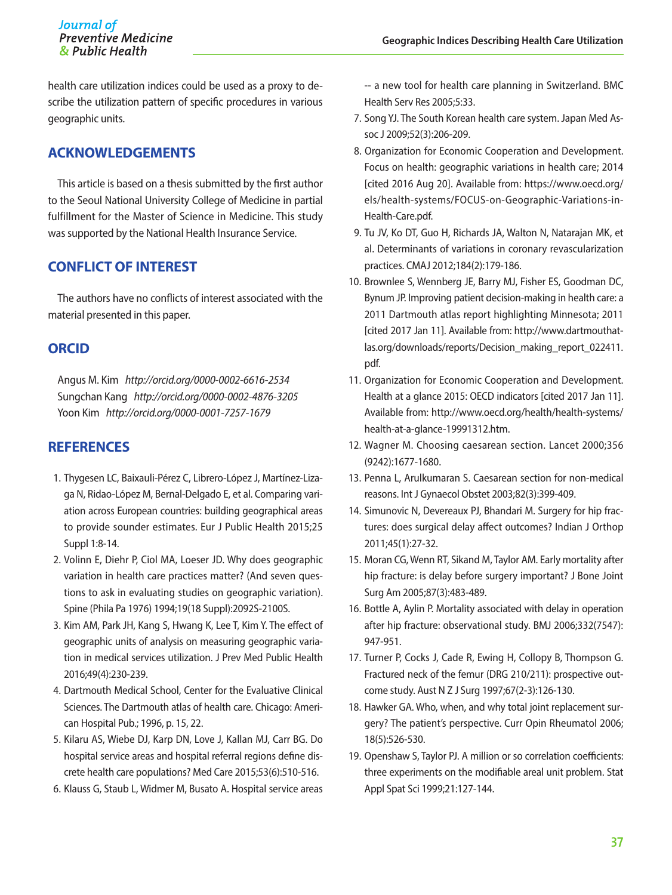health care utilization indices could be used as a proxy to describe the utilization pattern of specific procedures in various geographic units.

## ACKNOWLEDGEMENTS

This article is based on a thesis submitted by the first author to the Seoul National University College of Medicine in partial fulfillment for the Master of Science in Medicine. This study was supported by the National Health Insurance Service.

## CONFLICT OF INTEREST

The authors have no conflicts of interest associated with the material presented in this paper.

## ORCID

Angus M. Kim *http://orcid.org/0000-0002-6616-2534*
Sungchan Kang *http://orcid.org/0000-0002-4876-3205*
Yoon Kim *http://orcid.org/0000-0001-7257-1679*

## REFERENCES

1. Thygesen LC, Baixauli-Pérez C, Librero-López J, Martínez-Lizaga N, Ridao-López M, Bernal-Delgado E, et al. Comparing variation across European countries: building geographical areas to provide sounder estimates. Eur J Public Health 2015;25 Suppl 1:8-14.
2. Volinn E, Diehr P, Ciol MA, Loeser JD. Why does geographic variation in health care practices matter? (And seven questions to ask in evaluating studies on geographic variation). Spine (Phila Pa 1976) 1994;19(18 Suppl):2092S-2100S.
3. Kim AM, Park JH, Kang S, Hwang K, Lee T, Kim Y. The effect of geographic units of analysis on measuring geographic variation in medical services utilization. J Prev Med Public Health 2016;49(4):230-239.
4. Dartmouth Medical School, Center for the Evaluative Clinical Sciences. The Dartmouth atlas of health care. Chicago: American Hospital Pub.; 1996, p. 15, 22.
5. Kilaru AS, Wiebe DJ, Karp DN, Love J, Kallan MJ, Carr BG. Do hospital service areas and hospital referral regions define discrete health care populations? Med Care 2015;53(6):510-516.
6. Klauss G, Staub L, Widmer M, Busato A. Hospital service areas -- a new tool for health care planning in Switzerland. BMC Health Serv Res 2005;5:33.
7. Song YJ. The South Korean health care system. Japan Med Assoc J 2009;52(3):206-209.
8. Organization for Economic Cooperation and Development. Focus on health: geographic variations in health care; 2014 [cited 2016 Aug 20]. Available from: https://www.oecd.org/els/health-systems/FOCUS-on-Geographic-Variations-in-Health-Care.pdf.
9. Tu JV, Ko DT, Guo H, Richards JA, Walton N, Natarajan MK, et al. Determinants of variations in coronary revascularization practices. CMAJ 2012;184(2):179-186.
10. Brownlee S, Wennberg JE, Barry MJ, Fisher ES, Goodman DC, Bynum JP. Improving patient decision-making in health care: a 2011 Dartmouth atlas report highlighting Minnesota; 2011 [cited 2017 Jan 11]. Available from: http://www.dartmouthatlas.org/downloads/reports/Decision_making_report_022411.pdf.
11. Organization for Economic Cooperation and Development. Health at a glance 2015: OECD indicators [cited 2017 Jan 11]. Available from: http://www.oecd.org/health/health-systems/health-at-a-glance-19991312.htm.
12. Wagner M. Choosing caesarean section. Lancet 2000;356(9242):1677-1680.
13. Penna L, Arulkumaran S. Caesarean section for non-medical reasons. Int J Gynaecol Obstet 2003;82(3):399-409.
14. Simunovic N, Devereaux PJ, Bhandari M. Surgery for hip fractures: does surgical delay affect outcomes? Indian J Orthop 2011;45(1):27-32.
15. Moran CG, Wenn RT, Sikand M, Taylor AM. Early mortality after hip fracture: is delay before surgery important? J Bone Joint Surg Am 2005;87(3):483-489.
16. Bottle A, Aylin P. Mortality associated with delay in operation after hip fracture: observational study. BMJ 2006;332(7547):947-951.
17. Turner P, Cocks J, Cade R, Ewing H, Collopy B, Thompson G. Fractured neck of the femur (DRG 210/211): prospective outcome study. Aust N Z J Surg 1997;67(2-3):126-130.
18. Hawker GA. Who, when, and why total joint replacement surgery? The patient's perspective. Curr Opin Rheumatol 2006;18(5):526-530.
19. Openshaw S, Taylor PJ. A million or so correlation coefficients: three experiments on the modifiable areal unit problem. Stat Appl Spat Sci 1999;21:127-144.